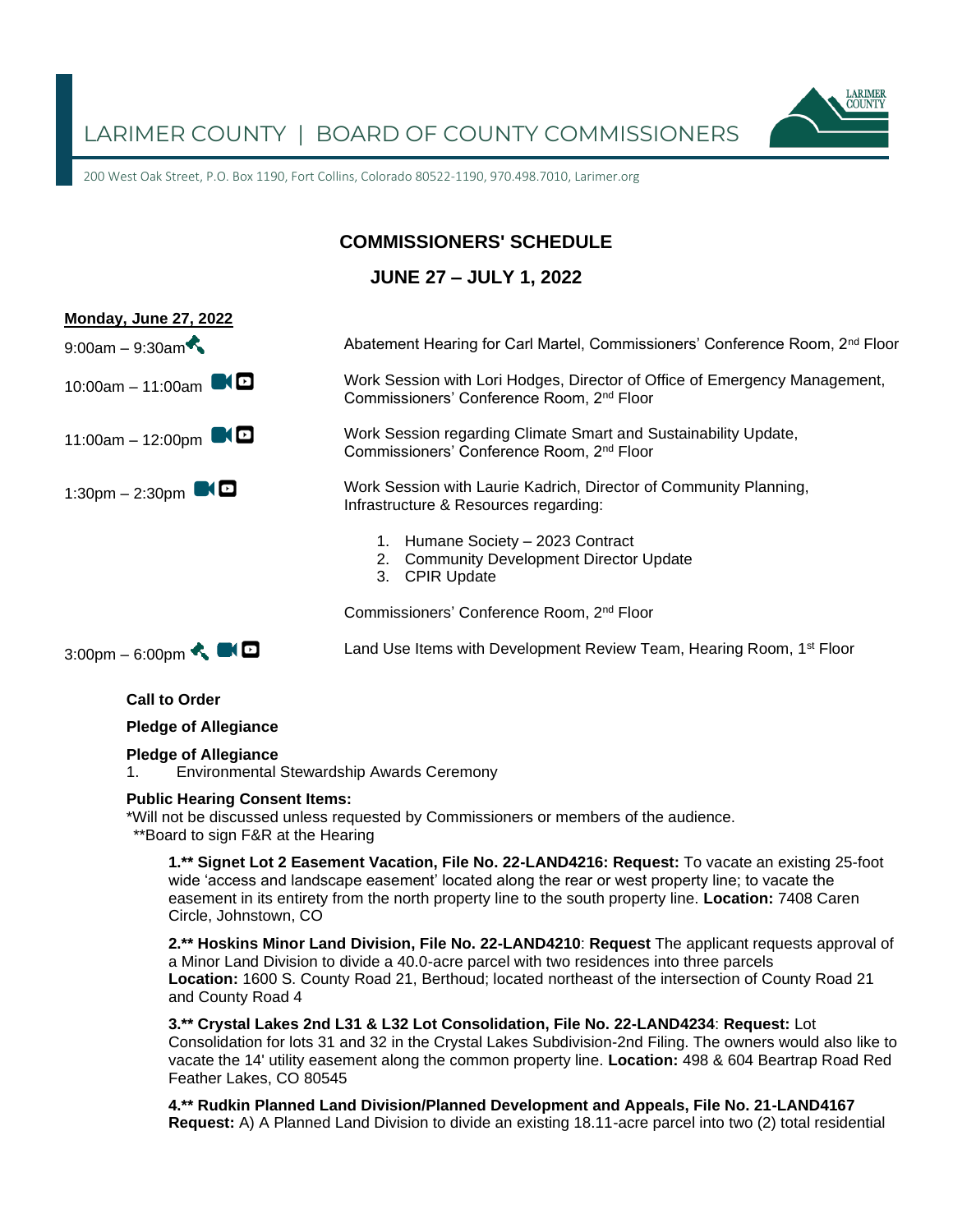LARIMER COUNTY | BOARD OF COUNTY COMMISSIONERS

200 West Oak Street, P.O. Box 1190, Fort Collins, Colorado 80522-1190, 970.498.7010, Larimer.org

## COMMISSIONERS' SCHEDULE

## JUNE 27 – JULY 1, 2022

**Monday, June 27, 2022**

9:00am – 9:30am — Abatement Hearing for Carl Martel, Commissioners' Conference Room, 2nd Floor

10:00am – 11:00am — Work Session with Lori Hodges, Director of Office of Emergency Management, Commissioners' Conference Room, 2nd Floor

11:00am – 12:00pm — Work Session regarding Climate Smart and Sustainability Update, Commissioners' Conference Room, 2nd Floor

1:30pm – 2:30pm — Work Session with Laurie Kadrich, Director of Community Planning, Infrastructure & Resources regarding:

1. Humane Society – 2023 Contract
2. Community Development Director Update
3. CPIR Update

Commissioners' Conference Room, 2nd Floor

3:00pm – 6:00pm — Land Use Items with Development Review Team, Hearing Room, 1st Floor

**Call to Order**

**Pledge of Allegiance**

**Pledge of Allegiance**

1. Environmental Stewardship Awards Ceremony

**Public Hearing Consent Items:**

*Will not be discussed unless requested by Commissioners or members of the audience.
**Board to sign F&R at the Hearing

**1.** **Signet Lot 2 Easement Vacation, File No. 22-LAND4216: Request:** To vacate an existing 25-foot wide 'access and landscape easement' located along the rear or west property line; to vacate the easement in its entirety from the north property line to the south property line. **Location:** 7408 Caren Circle, Johnstown, CO

**2.** **Hoskins Minor Land Division, File No. 22-LAND4210**: **Request** The applicant requests approval of a Minor Land Division to divide a 40.0-acre parcel with two residences into three parcels **Location:** 1600 S. County Road 21, Berthoud; located northeast of the intersection of County Road 21 and County Road 4

**3.** **Crystal Lakes 2nd L31 & L32 Lot Consolidation, File No. 22-LAND4234**: **Request:** Lot Consolidation for lots 31 and 32 in the Crystal Lakes Subdivision-2nd Filing. The owners would also like to vacate the 14' utility easement along the common property line. **Location:** 498 & 604 Beartrap Road Red Feather Lakes, CO 80545

**4.** **Rudkin Planned Land Division/Planned Development and Appeals, File No. 21-LAND4167** **Request:** A) A Planned Land Division to divide an existing 18.11-acre parcel into two (2) total residential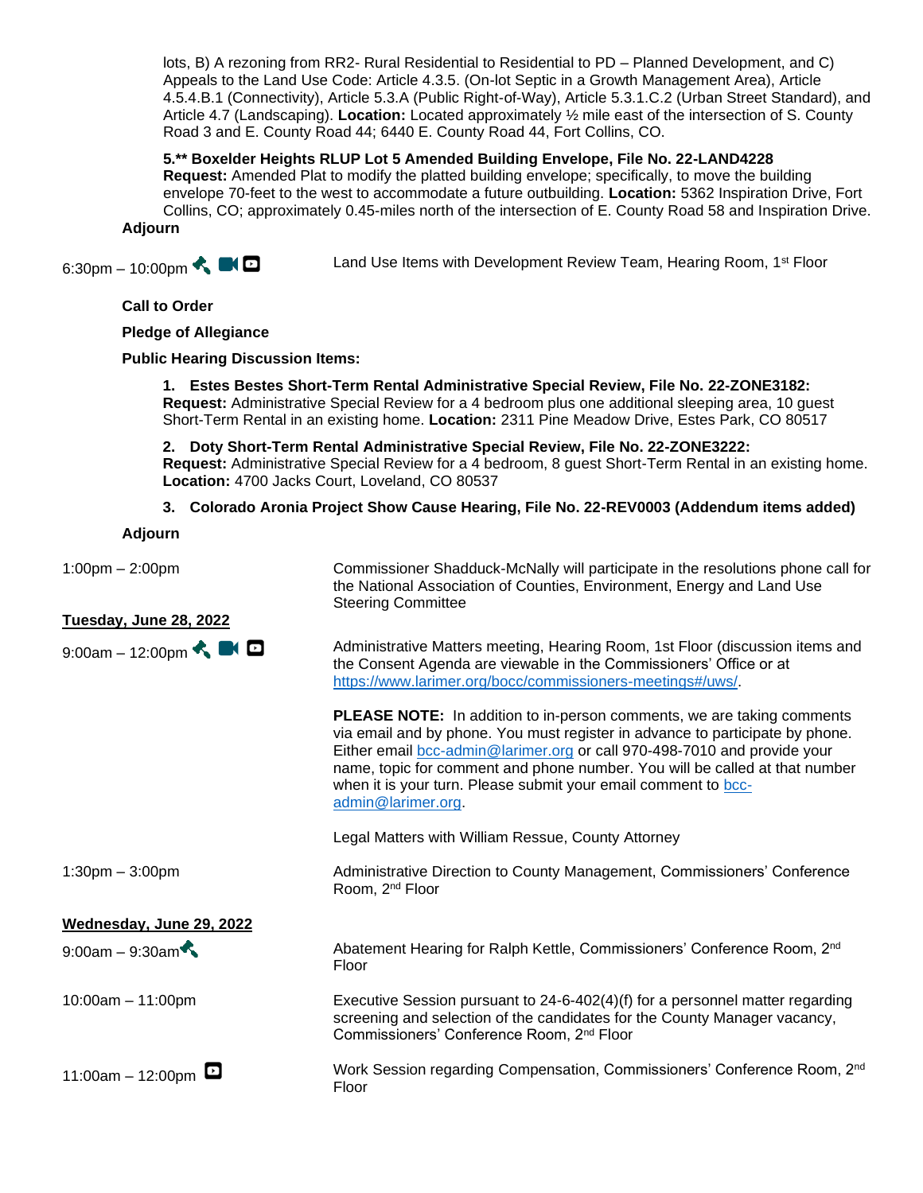lots, B) A rezoning from RR2- Rural Residential to Residential to PD – Planned Development, and C) Appeals to the Land Use Code: Article 4.3.5. (On-lot Septic in a Growth Management Area), Article 4.5.4.B.1 (Connectivity), Article 5.3.A (Public Right-of-Way), Article 5.3.1.C.2 (Urban Street Standard), and Article 4.7 (Landscaping). **Location:** Located approximately ½ mile east of the intersection of S. County Road 3 and E. County Road 44; 6440 E. County Road 44, Fort Collins, CO.

**5.\*\* Boxelder Heights RLUP Lot 5 Amended Building Envelope, File No. 22-LAND4228**
**Request:** Amended Plat to modify the platted building envelope; specifically, to move the building envelope 70-feet to the west to accommodate a future outbuilding. **Location:** 5362 Inspiration Drive, Fort Collins, CO; approximately 0.45-miles north of the intersection of E. County Road 58 and Inspiration Drive.

**Adjourn**

6:30pm – 10:00pm — Land Use Items with Development Review Team, Hearing Room, 1st Floor

**Call to Order**

**Pledge of Allegiance**

**Public Hearing Discussion Items:**

1. **Estes Bestes Short-Term Rental Administrative Special Review, File No. 22-ZONE3182:**
**Request:** Administrative Special Review for a 4 bedroom plus one additional sleeping area, 10 guest Short-Term Rental in an existing home. **Location:** 2311 Pine Meadow Drive, Estes Park, CO 80517

2. **Doty Short-Term Rental Administrative Special Review, File No. 22-ZONE3222:**
**Request:** Administrative Special Review for a 4 bedroom, 8 guest Short-Term Rental in an existing home. **Location:** 4700 Jacks Court, Loveland, CO 80537

3. **Colorado Aronia Project Show Cause Hearing, File No. 22-REV0003 (Addendum items added)**

**Adjourn**

1:00pm – 2:00pm — Commissioner Shadduck-McNally will participate in the resolutions phone call for the National Association of Counties, Environment, Energy and Land Use Steering Committee

## Tuesday, June 28, 2022

9:00am – 12:00pm — Administrative Matters meeting, Hearing Room, 1st Floor (discussion items and the Consent Agenda are viewable in the Commissioners' Office or at https://www.larimer.org/bocc/commissioners-meetings#/uws/.

**PLEASE NOTE:** In addition to in-person comments, we are taking comments via email and by phone. You must register in advance to participate by phone. Either email bcc-admin@larimer.org or call 970-498-7010 and provide your name, topic for comment and phone number. You will be called at that number when it is your turn. Please submit your email comment to bcc-admin@larimer.org.

Legal Matters with William Ressue, County Attorney

1:30pm – 3:00pm — Administrative Direction to County Management, Commissioners' Conference Room, 2nd Floor

## Wednesday, June 29, 2022

9:00am – 9:30am — Abatement Hearing for Ralph Kettle, Commissioners' Conference Room, 2nd Floor

10:00am – 11:00pm — Executive Session pursuant to 24-6-402(4)(f) for a personnel matter regarding screening and selection of the candidates for the County Manager vacancy, Commissioners' Conference Room, 2nd Floor

11:00am – 12:00pm — Work Session regarding Compensation, Commissioners' Conference Room, 2nd Floor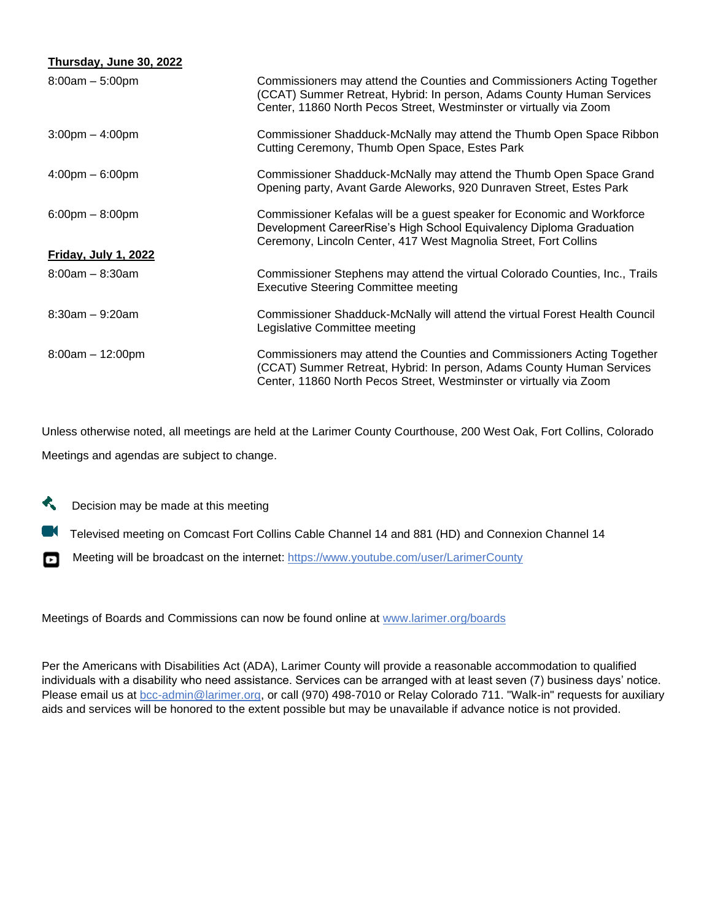**Thursday, June 30, 2022**

| | |
|---|---|
| 8:00am – 5:00pm | Commissioners may attend the Counties and Commissioners Acting Together (CCAT) Summer Retreat, Hybrid: In person, Adams County Human Services Center, 11860 North Pecos Street, Westminster or virtually via Zoom |
| 3:00pm – 4:00pm | Commissioner Shadduck-McNally may attend the Thumb Open Space Ribbon Cutting Ceremony, Thumb Open Space, Estes Park |
| 4:00pm – 6:00pm | Commissioner Shadduck-McNally may attend the Thumb Open Space Grand Opening party, Avant Garde Aleworks, 920 Dunraven Street, Estes Park |
| 6:00pm – 8:00pm | Commissioner Kefalas will be a guest speaker for Economic and Workforce Development CareerRise's High School Equivalency Diploma Graduation Ceremony, Lincoln Center, 417 West Magnolia Street, Fort Collins |

**Friday, July 1, 2022**

| | |
|---|---|
| 8:00am – 8:30am | Commissioner Stephens may attend the virtual Colorado Counties, Inc., Trails Executive Steering Committee meeting |
| 8:30am – 9:20am | Commissioner Shadduck-McNally will attend the virtual Forest Health Council Legislative Committee meeting |
| 8:00am – 12:00pm | Commissioners may attend the Counties and Commissioners Acting Together (CCAT) Summer Retreat, Hybrid: In person, Adams County Human Services Center, 11860 North Pecos Street, Westminster or virtually via Zoom |

Unless otherwise noted, all meetings are held at the Larimer County Courthouse, 200 West Oak, Fort Collins, Colorado

Meetings and agendas are subject to change.

Decision may be made at this meeting

Televised meeting on Comcast Fort Collins Cable Channel 14 and 881 (HD) and Connexion Channel 14

Meeting will be broadcast on the internet: https://www.youtube.com/user/LarimerCounty

Meetings of Boards and Commissions can now be found online at www.larimer.org/boards

Per the Americans with Disabilities Act (ADA), Larimer County will provide a reasonable accommodation to qualified individuals with a disability who need assistance. Services can be arranged with at least seven (7) business days' notice. Please email us at bcc-admin@larimer.org, or call (970) 498-7010 or Relay Colorado 711. "Walk-in" requests for auxiliary aids and services will be honored to the extent possible but may be unavailable if advance notice is not provided.